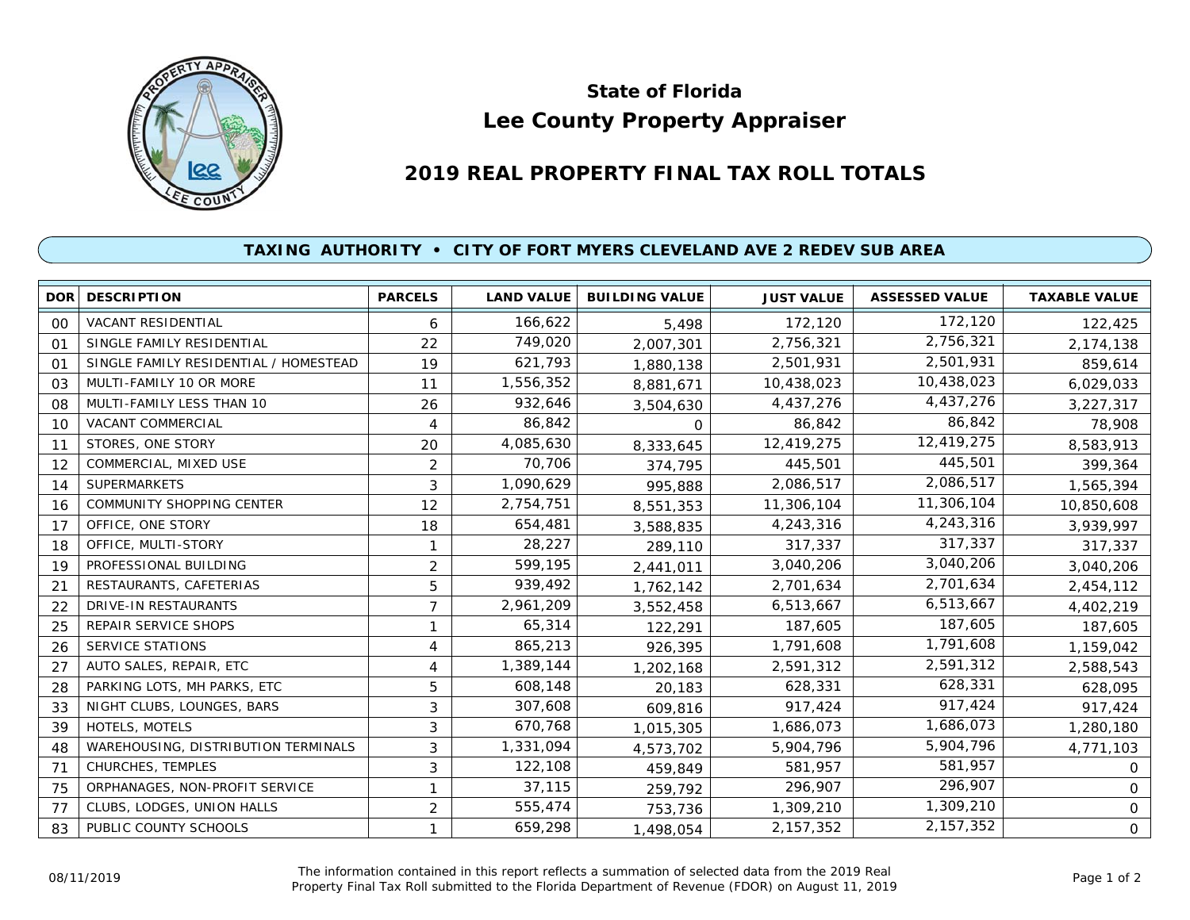# State of Florida
# Lee County Property Appraiser

## 2019 REAL PROPERTY FINAL TAX ROLL TOTALS

### TAXING AUTHORITY • CITY OF FORT MYERS CLEVELAND AVE 2 REDEV SUB AREA

| DOR | DESCRIPTION | PARCELS | LAND VALUE | BUILDING VALUE | JUST VALUE | ASSESSED VALUE | TAXABLE VALUE |
|---|---|---|---|---|---|---|---|
| 00 | VACANT RESIDENTIAL | 6 | 166,622 | 5,498 | 172,120 | 172,120 | 122,425 |
| 01 | SINGLE FAMILY RESIDENTIAL | 22 | 749,020 | 2,007,301 | 2,756,321 | 2,756,321 | 2,174,138 |
| 01 | SINGLE FAMILY RESIDENTIAL / HOMESTEAD | 19 | 621,793 | 1,880,138 | 2,501,931 | 2,501,931 | 859,614 |
| 03 | MULTI-FAMILY 10 OR MORE | 11 | 1,556,352 | 8,881,671 | 10,438,023 | 10,438,023 | 6,029,033 |
| 08 | MULTI-FAMILY LESS THAN 10 | 26 | 932,646 | 3,504,630 | 4,437,276 | 4,437,276 | 3,227,317 |
| 10 | VACANT COMMERCIAL | 4 | 86,842 | 0 | 86,842 | 86,842 | 78,908 |
| 11 | STORES, ONE STORY | 20 | 4,085,630 | 8,333,645 | 12,419,275 | 12,419,275 | 8,583,913 |
| 12 | COMMERCIAL, MIXED USE | 2 | 70,706 | 374,795 | 445,501 | 445,501 | 399,364 |
| 14 | SUPERMARKETS | 3 | 1,090,629 | 995,888 | 2,086,517 | 2,086,517 | 1,565,394 |
| 16 | COMMUNITY SHOPPING CENTER | 12 | 2,754,751 | 8,551,353 | 11,306,104 | 11,306,104 | 10,850,608 |
| 17 | OFFICE, ONE STORY | 18 | 654,481 | 3,588,835 | 4,243,316 | 4,243,316 | 3,939,997 |
| 18 | OFFICE, MULTI-STORY | 1 | 28,227 | 289,110 | 317,337 | 317,337 | 317,337 |
| 19 | PROFESSIONAL BUILDING | 2 | 599,195 | 2,441,011 | 3,040,206 | 3,040,206 | 3,040,206 |
| 21 | RESTAURANTS, CAFETERIAS | 5 | 939,492 | 1,762,142 | 2,701,634 | 2,701,634 | 2,454,112 |
| 22 | DRIVE-IN RESTAURANTS | 7 | 2,961,209 | 3,552,458 | 6,513,667 | 6,513,667 | 4,402,219 |
| 25 | REPAIR SERVICE SHOPS | 1 | 65,314 | 122,291 | 187,605 | 187,605 | 187,605 |
| 26 | SERVICE STATIONS | 4 | 865,213 | 926,395 | 1,791,608 | 1,791,608 | 1,159,042 |
| 27 | AUTO SALES, REPAIR, ETC | 4 | 1,389,144 | 1,202,168 | 2,591,312 | 2,591,312 | 2,588,543 |
| 28 | PARKING LOTS, MH PARKS, ETC | 5 | 608,148 | 20,183 | 628,331 | 628,331 | 628,095 |
| 33 | NIGHT CLUBS, LOUNGES, BARS | 3 | 307,608 | 609,816 | 917,424 | 917,424 | 917,424 |
| 39 | HOTELS, MOTELS | 3 | 670,768 | 1,015,305 | 1,686,073 | 1,686,073 | 1,280,180 |
| 48 | WAREHOUSING, DISTRIBUTION TERMINALS | 3 | 1,331,094 | 4,573,702 | 5,904,796 | 5,904,796 | 4,771,103 |
| 71 | CHURCHES, TEMPLES | 3 | 122,108 | 459,849 | 581,957 | 581,957 | 0 |
| 75 | ORPHANAGES, NON-PROFIT SERVICE | 1 | 37,115 | 259,792 | 296,907 | 296,907 | 0 |
| 77 | CLUBS, LODGES, UNION HALLS | 2 | 555,474 | 753,736 | 1,309,210 | 1,309,210 | 0 |
| 83 | PUBLIC COUNTY SCHOOLS | 1 | 659,298 | 1,498,054 | 2,157,352 | 2,157,352 | 0 |

08/11/2019

The information contained in this report reflects a summation of selected data from the 2019 Real Property Final Tax Roll submitted to the Florida Department of Revenue (FDOR) on August 11, 2019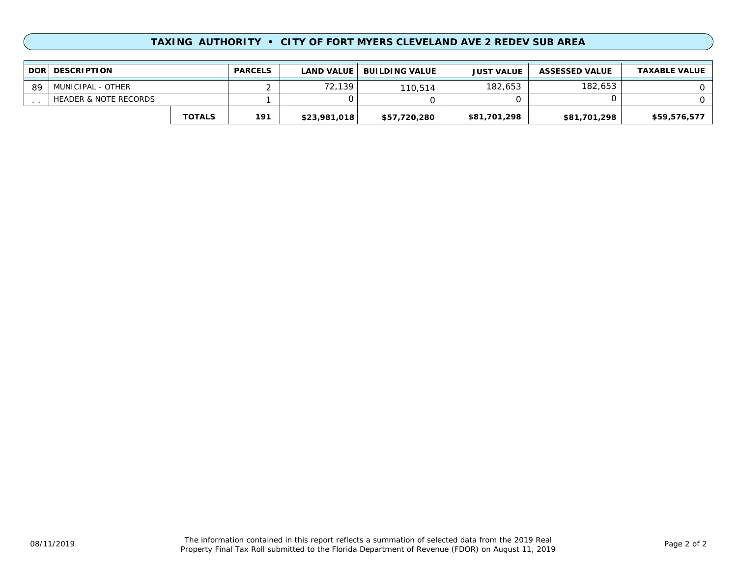## TAXING AUTHORITY • CITY OF FORT MYERS CLEVELAND AVE 2 REDEV SUB AREA

| DOR | DESCRIPTION | PARCELS | LAND VALUE | BUILDING VALUE | JUST VALUE | ASSESSED VALUE | TAXABLE VALUE |
|---|---|---|---|---|---|---|---|
| 89 | MUNICIPAL - OTHER | 2 | 72,139 | 110,514 | 182,653 | 182,653 | 0 |
| . . | HEADER & NOTE RECORDS | 1 | 0 | 0 | 0 | 0 | 0 |
| | **TOTALS** | **191** | **$23,981,018** | **$57,720,280** | **$81,701,298** | **$81,701,298** | **$59,576,577** |

08/11/2019

The information contained in this report reflects a summation of selected data from the 2019 Real Property Final Tax Roll submitted to the Florida Department of Revenue (FDOR) on August 11, 2019